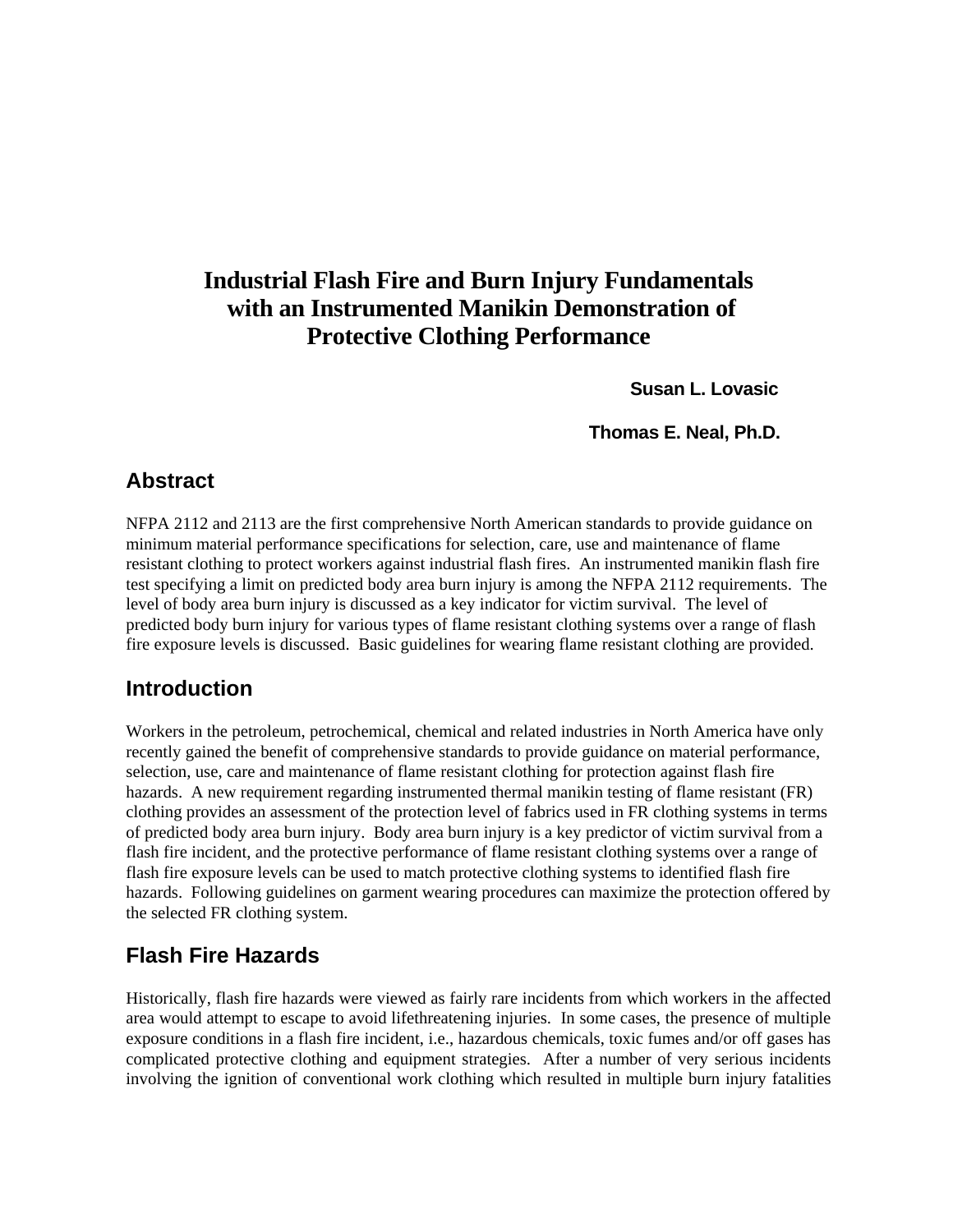# Industrial Flash Fire and Burn Injury Fundamentals with an Instrumented Manikin Demonstration of Protective Clothing Performance

**Susan L. Lovasic**

**Thomas E. Neal, Ph.D.**

## Abstract

NFPA 2112 and 2113 are the first comprehensive North American standards to provide guidance on minimum material performance specifications for selection, care, use and maintenance of flame resistant clothing to protect workers against industrial flash fires. An instrumented manikin flash fire test specifying a limit on predicted body area burn injury is among the NFPA 2112 requirements. The level of body area burn injury is discussed as a key indicator for victim survival. The level of predicted body burn injury for various types of flame resistant clothing systems over a range of flash fire exposure levels is discussed. Basic guidelines for wearing flame resistant clothing are provided.

## Introduction

Workers in the petroleum, petrochemical, chemical and related industries in North America have only recently gained the benefit of comprehensive standards to provide guidance on material performance, selection, use, care and maintenance of flame resistant clothing for protection against flash fire hazards. A new requirement regarding instrumented thermal manikin testing of flame resistant (FR) clothing provides an assessment of the protection level of fabrics used in FR clothing systems in terms of predicted body area burn injury. Body area burn injury is a key predictor of victim survival from a flash fire incident, and the protective performance of flame resistant clothing systems over a range of flash fire exposure levels can be used to match protective clothing systems to identified flash fire hazards. Following guidelines on garment wearing procedures can maximize the protection offered by the selected FR clothing system.

## Flash Fire Hazards

Historically, flash fire hazards were viewed as fairly rare incidents from which workers in the affected area would attempt to escape to avoid lifethreatening injuries. In some cases, the presence of multiple exposure conditions in a flash fire incident, i.e., hazardous chemicals, toxic fumes and/or off gases has complicated protective clothing and equipment strategies. After a number of very serious incidents involving the ignition of conventional work clothing which resulted in multiple burn injury fatalities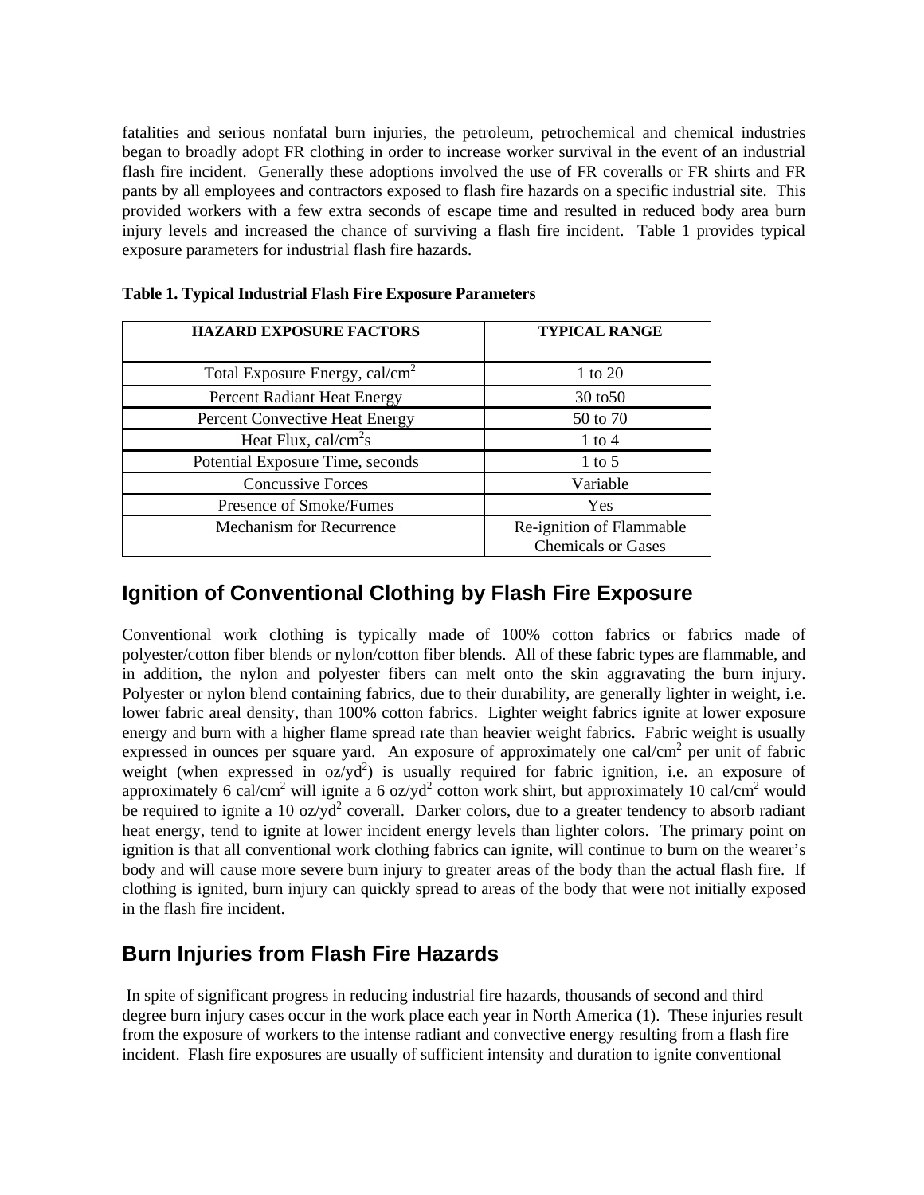fatalities and serious nonfatal burn injuries, the petroleum, petrochemical and chemical industries began to broadly adopt FR clothing in order to increase worker survival in the event of an industrial flash fire incident. Generally these adoptions involved the use of FR coveralls or FR shirts and FR pants by all employees and contractors exposed to flash fire hazards on a specific industrial site. This provided workers with a few extra seconds of escape time and resulted in reduced body area burn injury levels and increased the chance of surviving a flash fire incident. Table 1 provides typical exposure parameters for industrial flash fire hazards.

**Table 1. Typical Industrial Flash Fire Exposure Parameters**

| HAZARD EXPOSURE FACTORS | TYPICAL RANGE |
|---|---|
| Total Exposure Energy, cal/cm$^2$ | 1 to 20 |
| Percent Radiant Heat Energy | 30 to50 |
| Percent Convective Heat Energy | 50 to 70 |
| Heat Flux, cal/cm$^2$s | 1 to 4 |
| Potential Exposure Time, seconds | 1 to 5 |
| Concussive Forces | Variable |
| Presence of Smoke/Fumes | Yes |
| Mechanism for Recurrence | Re-ignition of Flammable Chemicals or Gases |

## Ignition of Conventional Clothing by Flash Fire Exposure

Conventional work clothing is typically made of 100% cotton fabrics or fabrics made of polyester/cotton fiber blends or nylon/cotton fiber blends. All of these fabric types are flammable, and in addition, the nylon and polyester fibers can melt onto the skin aggravating the burn injury. Polyester or nylon blend containing fabrics, due to their durability, are generally lighter in weight, i.e. lower fabric areal density, than 100% cotton fabrics. Lighter weight fabrics ignite at lower exposure energy and burn with a higher flame spread rate than heavier weight fabrics. Fabric weight is usually expressed in ounces per square yard. An exposure of approximately one cal/cm$^2$ per unit of fabric weight (when expressed in oz/yd$^2$) is usually required for fabric ignition, i.e. an exposure of approximately 6 cal/cm$^2$ will ignite a 6 oz/yd$^2$ cotton work shirt, but approximately 10 cal/cm$^2$ would be required to ignite a 10 oz/yd$^2$ coverall. Darker colors, due to a greater tendency to absorb radiant heat energy, tend to ignite at lower incident energy levels than lighter colors. The primary point on ignition is that all conventional work clothing fabrics can ignite, will continue to burn on the wearer's body and will cause more severe burn injury to greater areas of the body than the actual flash fire. If clothing is ignited, burn injury can quickly spread to areas of the body that were not initially exposed in the flash fire incident.

## Burn Injuries from Flash Fire Hazards

In spite of significant progress in reducing industrial fire hazards, thousands of second and third degree burn injury cases occur in the work place each year in North America (1). These injuries result from the exposure of workers to the intense radiant and convective energy resulting from a flash fire incident. Flash fire exposures are usually of sufficient intensity and duration to ignite conventional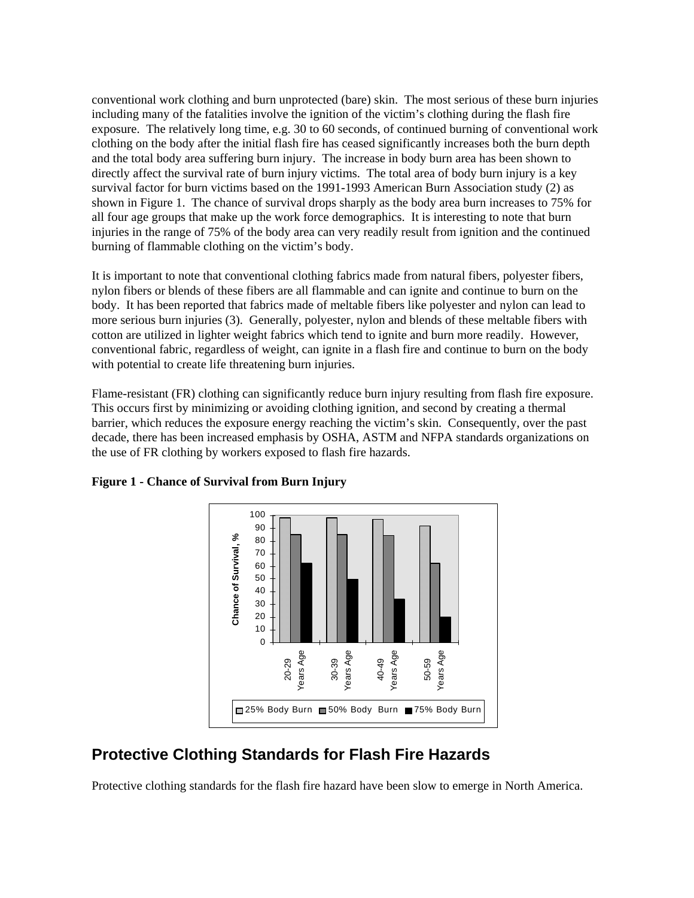conventional work clothing and burn unprotected (bare) skin. The most serious of these burn injuries including many of the fatalities involve the ignition of the victim's clothing during the flash fire exposure. The relatively long time, e.g. 30 to 60 seconds, of continued burning of conventional work clothing on the body after the initial flash fire has ceased significantly increases both the burn depth and the total body area suffering burn injury. The increase in body burn area has been shown to directly affect the survival rate of burn injury victims. The total area of body burn injury is a key survival factor for burn victims based on the 1991-1993 American Burn Association study (2) as shown in Figure 1. The chance of survival drops sharply as the body area burn increases to 75% for all four age groups that make up the work force demographics. It is interesting to note that burn injuries in the range of 75% of the body area can very readily result from ignition and the continued burning of flammable clothing on the victim's body.

It is important to note that conventional clothing fabrics made from natural fibers, polyester fibers, nylon fibers or blends of these fibers are all flammable and can ignite and continue to burn on the body. It has been reported that fabrics made of meltable fibers like polyester and nylon can lead to more serious burn injuries (3). Generally, polyester, nylon and blends of these meltable fibers with cotton are utilized in lighter weight fabrics which tend to ignite and burn more readily. However, conventional fabric, regardless of weight, can ignite in a flash fire and continue to burn on the body with potential to create life threatening burn injuries.

Flame-resistant (FR) clothing can significantly reduce burn injury resulting from flash fire exposure. This occurs first by minimizing or avoiding clothing ignition, and second by creating a thermal barrier, which reduces the exposure energy reaching the victim's skin. Consequently, over the past decade, there has been increased emphasis by OSHA, ASTM and NFPA standards organizations on the use of FR clothing by workers exposed to flash fire hazards.

**Figure 1 - Chance of Survival from Burn Injury**

| Age Group | 25% Body Burn | 50% Body Burn | 75% Body Burn |
|---|---|---|---|
| 20-29 Years Age | 98 | 85 | 62 |
| 30-39 Years Age | 98 | 85 | 49 |
| 40-49 Years Age | 97 | 84 | 34 |
| 50-59 Years Age | 92 | 62 | 20 |

## Protective Clothing Standards for Flash Fire Hazards

Protective clothing standards for the flash fire hazard have been slow to emerge in North America.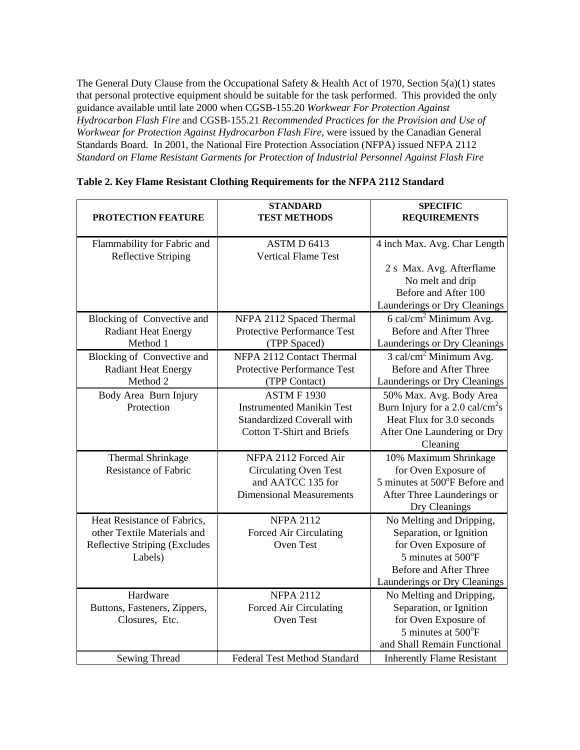The General Duty Clause from the Occupational Safety & Health Act of 1970, Section 5(a)(1) states that personal protective equipment should be suitable for the task performed. This provided the only guidance available until late 2000 when CGSB-155.20 *Workwear For Protection Against Hydrocarbon Flash Fire* and CGSB-155.21 *Recommended Practices for the Provision and Use of Workwear for Protection Against Hydrocarbon Flash Fire,* were issued by the Canadian General Standards Board. In 2001, the National Fire Protection Association (NFPA) issued NFPA 2112 *Standard on Flame Resistant Garments for Protection of Industrial Personnel Against Flash Fire*

**Table 2. Key Flame Resistant Clothing Requirements for the NFPA 2112 Standard**

| PROTECTION FEATURE | STANDARD TEST METHODS | SPECIFIC REQUIREMENTS |
|---|---|---|
| Flammability for Fabric and Reflective Striping | ASTM D 6413 Vertical Flame Test | 4 inch Max. Avg. Char Length<br><br>2 s Max. Avg. Afterflame<br>No melt and drip<br>Before and After 100 Launderings or Dry Cleanings |
| Blocking of Convective and Radiant Heat Energy Method 1 | NFPA 2112 Spaced Thermal Protective Performance Test (TPP Spaced) | 6 $cal/cm^2$ Minimum Avg. Before and After Three Launderings or Dry Cleanings |
| Blocking of Convective and Radiant Heat Energy Method 2 | NFPA 2112 Contact Thermal Protective Performance Test (TPP Contact) | 3 $cal/cm^2$ Minimum Avg. Before and After Three Launderings or Dry Cleanings |
| Body Area Burn Injury Protection | ASTM F 1930 Instrumented Manikin Test Standardized Coverall with Cotton T-Shirt and Briefs | 50% Max. Avg. Body Area Burn Injury for a 2.0 $cal/cm^2 s$ Heat Flux for 3.0 seconds After One Laundering or Dry Cleaning |
| Thermal Shrinkage Resistance of Fabric | NFPA 2112 Forced Air Circulating Oven Test and AATCC 135 for Dimensional Measurements | 10% Maximum Shrinkage for Oven Exposure of 5 minutes at 500°F Before and After Three Launderings or Dry Cleanings |
| Heat Resistance of Fabrics, other Textile Materials and Reflective Striping (Excludes Labels) | NFPA 2112 Forced Air Circulating Oven Test | No Melting and Dripping, Separation, or Ignition for Oven Exposure of 5 minutes at 500°F Before and After Three Launderings or Dry Cleanings |
| Hardware Buttons, Fasteners, Zippers, Closures, Etc. | NFPA 2112 Forced Air Circulating Oven Test | No Melting and Dripping, Separation, or Ignition for Oven Exposure of 5 minutes at 500°F and Shall Remain Functional |
| Sewing Thread | Federal Test Method Standard | Inherently Flame Resistant |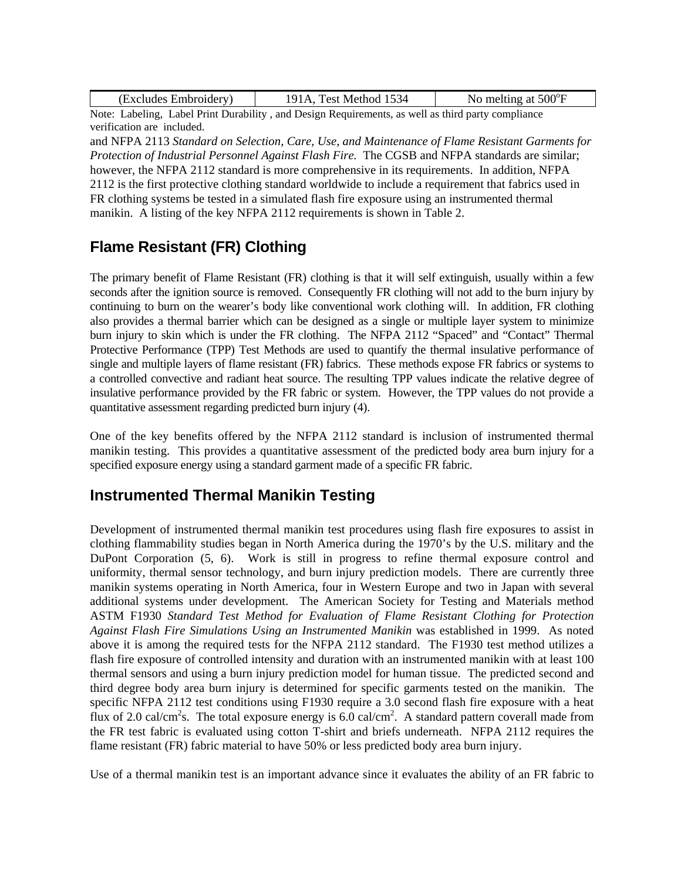| (Excludes Embroidery) | 191A, Test Method 1534 | No melting at 500°F |
|---|---|---|

Note: Labeling, Label Print Durability , and Design Requirements, as well as third party compliance verification are included.

and NFPA 2113 *Standard on Selection, Care, Use, and Maintenance of Flame Resistant Garments for Protection of Industrial Personnel Against Flash Fire.* The CGSB and NFPA standards are similar; however, the NFPA 2112 standard is more comprehensive in its requirements. In addition, NFPA 2112 is the first protective clothing standard worldwide to include a requirement that fabrics used in FR clothing systems be tested in a simulated flash fire exposure using an instrumented thermal manikin. A listing of the key NFPA 2112 requirements is shown in Table 2.

## Flame Resistant (FR) Clothing

The primary benefit of Flame Resistant (FR) clothing is that it will self extinguish, usually within a few seconds after the ignition source is removed. Consequently FR clothing will not add to the burn injury by continuing to burn on the wearer's body like conventional work clothing will. In addition, FR clothing also provides a thermal barrier which can be designed as a single or multiple layer system to minimize burn injury to skin which is under the FR clothing. The NFPA 2112 "Spaced" and "Contact" Thermal Protective Performance (TPP) Test Methods are used to quantify the thermal insulative performance of single and multiple layers of flame resistant (FR) fabrics. These methods expose FR fabrics or systems to a controlled convective and radiant heat source. The resulting TPP values indicate the relative degree of insulative performance provided by the FR fabric or system. However, the TPP values do not provide a quantitative assessment regarding predicted burn injury (4).

One of the key benefits offered by the NFPA 2112 standard is inclusion of instrumented thermal manikin testing. This provides a quantitative assessment of the predicted body area burn injury for a specified exposure energy using a standard garment made of a specific FR fabric.

## Instrumented Thermal Manikin Testing

Development of instrumented thermal manikin test procedures using flash fire exposures to assist in clothing flammability studies began in North America during the 1970's by the U.S. military and the DuPont Corporation (5, 6). Work is still in progress to refine thermal exposure control and uniformity, thermal sensor technology, and burn injury prediction models. There are currently three manikin systems operating in North America, four in Western Europe and two in Japan with several additional systems under development. The American Society for Testing and Materials method ASTM F1930 *Standard Test Method for Evaluation of Flame Resistant Clothing for Protection Against Flash Fire Simulations Using an Instrumented Manikin* was established in 1999. As noted above it is among the required tests for the NFPA 2112 standard. The F1930 test method utilizes a flash fire exposure of controlled intensity and duration with an instrumented manikin with at least 100 thermal sensors and using a burn injury prediction model for human tissue. The predicted second and third degree body area burn injury is determined for specific garments tested on the manikin. The specific NFPA 2112 test conditions using F1930 require a 3.0 second flash fire exposure with a heat flux of 2.0 $cal/cm^2s$. The total exposure energy is 6.0 $cal/cm^2$. A standard pattern coverall made from the FR test fabric is evaluated using cotton T-shirt and briefs underneath. NFPA 2112 requires the flame resistant (FR) fabric material to have 50% or less predicted body area burn injury.

Use of a thermal manikin test is an important advance since it evaluates the ability of an FR fabric to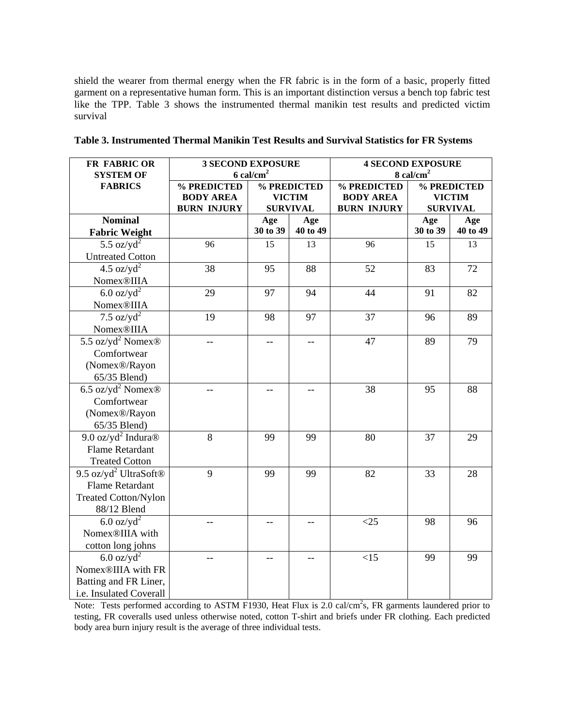shield the wearer from thermal energy when the FR fabric is in the form of a basic, properly fitted garment on a representative human form. This is an important distinction versus a bench top fabric test like the TPP. Table 3 shows the instrumented thermal manikin test results and predicted victim survival

**Table 3. Instrumented Thermal Manikin Test Results and Survival Statistics for FR Systems**

| FR FABRIC OR SYSTEM OF FABRICS | 3 SECOND EXPOSURE 6 cal/cm$^2$ | | | 4 SECOND EXPOSURE 8 cal/cm$^2$ | | |
|---|---|---|---|---|---|---|
| | % PREDICTED BODY AREA BURN INJURY | % PREDICTED VICTIM SURVIVAL | | % PREDICTED BODY AREA BURN INJURY | % PREDICTED VICTIM SURVIVAL | |
| **Nominal Fabric Weight** | | Age 30 to 39 | Age 40 to 49 | | Age 30 to 39 | Age 40 to 49 |
| 5.5 oz/yd$^2$ Untreated Cotton | 96 | 15 | 13 | 96 | 15 | 13 |
| 4.5 oz/yd$^2$ Nomex®IIIA | 38 | 95 | 88 | 52 | 83 | 72 |
| 6.0 oz/yd$^2$ Nomex®IIIA | 29 | 97 | 94 | 44 | 91 | 82 |
| 7.5 oz/yd$^2$ Nomex®IIIA | 19 | 98 | 97 | 37 | 96 | 89 |
| 5.5 oz/yd$^2$ Nomex® Comfortwear (Nomex®/Rayon 65/35 Blend) | -- | -- | -- | 47 | 89 | 79 |
| 6.5 oz/yd$^2$ Nomex® Comfortwear (Nomex®/Rayon 65/35 Blend) | -- | -- | -- | 38 | 95 | 88 |
| 9.0 oz/yd$^2$ Indura® Flame Retardant Treated Cotton | 8 | 99 | 99 | 80 | 37 | 29 |
| 9.5 oz/yd$^2$ UltraSoft® Flame Retardant Treated Cotton/Nylon 88/12 Blend | 9 | 99 | 99 | 82 | 33 | 28 |
| 6.0 oz/yd$^2$ Nomex®IIIA with cotton long johns | -- | -- | -- | <25 | 98 | 96 |
| 6.0 oz/yd$^2$ Nomex®IIIA with FR Batting and FR Liner, i.e. Insulated Coverall | -- | -- | -- | <15 | 99 | 99 |

Note: Tests performed according to ASTM F1930, Heat Flux is 2.0 cal/cm$^2$s, FR garments laundered prior to testing, FR coveralls used unless otherwise noted, cotton T-shirt and briefs under FR clothing. Each predicted body area burn injury result is the average of three individual tests.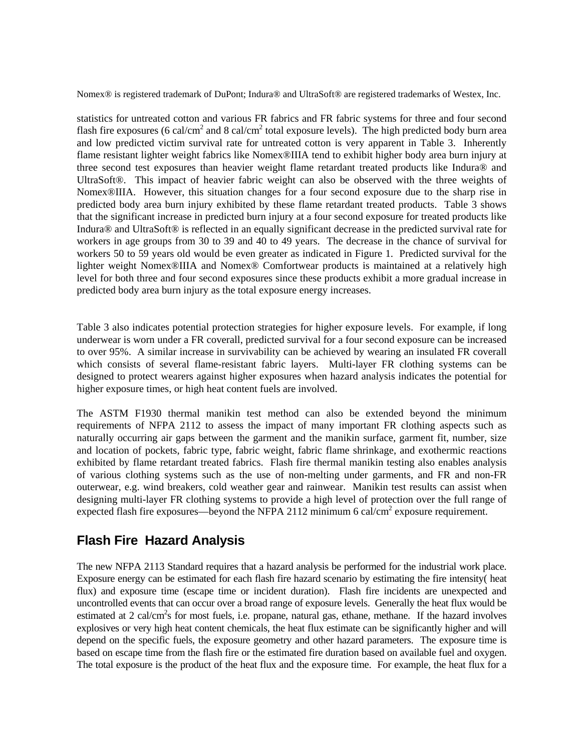Nomex® is registered trademark of DuPont; Indura® and UltraSoft® are registered trademarks of Westex, Inc.

statistics for untreated cotton and various FR fabrics and FR fabric systems for three and four second flash fire exposures (6 cal/cm$^2$ and 8 cal/cm$^2$ total exposure levels). The high predicted body burn area and low predicted victim survival rate for untreated cotton is very apparent in Table 3. Inherently flame resistant lighter weight fabrics like Nomex®IIIA tend to exhibit higher body area burn injury at three second test exposures than heavier weight flame retardant treated products like Indura® and UltraSoft®. This impact of heavier fabric weight can also be observed with the three weights of Nomex®IIIA. However, this situation changes for a four second exposure due to the sharp rise in predicted body area burn injury exhibited by these flame retardant treated products. Table 3 shows that the significant increase in predicted burn injury at a four second exposure for treated products like Indura® and UltraSoft® is reflected in an equally significant decrease in the predicted survival rate for workers in age groups from 30 to 39 and 40 to 49 years. The decrease in the chance of survival for workers 50 to 59 years old would be even greater as indicated in Figure 1. Predicted survival for the lighter weight Nomex®IIIA and Nomex® Comfortwear products is maintained at a relatively high level for both three and four second exposures since these products exhibit a more gradual increase in predicted body area burn injury as the total exposure energy increases.

Table 3 also indicates potential protection strategies for higher exposure levels. For example, if long underwear is worn under a FR coverall, predicted survival for a four second exposure can be increased to over 95%. A similar increase in survivability can be achieved by wearing an insulated FR coverall which consists of several flame-resistant fabric layers. Multi-layer FR clothing systems can be designed to protect wearers against higher exposures when hazard analysis indicates the potential for higher exposure times, or high heat content fuels are involved.

The ASTM F1930 thermal manikin test method can also be extended beyond the minimum requirements of NFPA 2112 to assess the impact of many important FR clothing aspects such as naturally occurring air gaps between the garment and the manikin surface, garment fit, number, size and location of pockets, fabric type, fabric weight, fabric flame shrinkage, and exothermic reactions exhibited by flame retardant treated fabrics. Flash fire thermal manikin testing also enables analysis of various clothing systems such as the use of non-melting under garments, and FR and non-FR outerwear, e.g. wind breakers, cold weather gear and rainwear. Manikin test results can assist when designing multi-layer FR clothing systems to provide a high level of protection over the full range of expected flash fire exposures—beyond the NFPA 2112 minimum 6 cal/cm$^2$ exposure requirement.

## Flash Fire Hazard Analysis

The new NFPA 2113 Standard requires that a hazard analysis be performed for the industrial work place. Exposure energy can be estimated for each flash fire hazard scenario by estimating the fire intensity( heat flux) and exposure time (escape time or incident duration). Flash fire incidents are unexpected and uncontrolled events that can occur over a broad range of exposure levels. Generally the heat flux would be estimated at 2 cal/cm$^2$s for most fuels, i.e. propane, natural gas, ethane, methane. If the hazard involves explosives or very high heat content chemicals, the heat flux estimate can be significantly higher and will depend on the specific fuels, the exposure geometry and other hazard parameters. The exposure time is based on escape time from the flash fire or the estimated fire duration based on available fuel and oxygen. The total exposure is the product of the heat flux and the exposure time. For example, the heat flux for a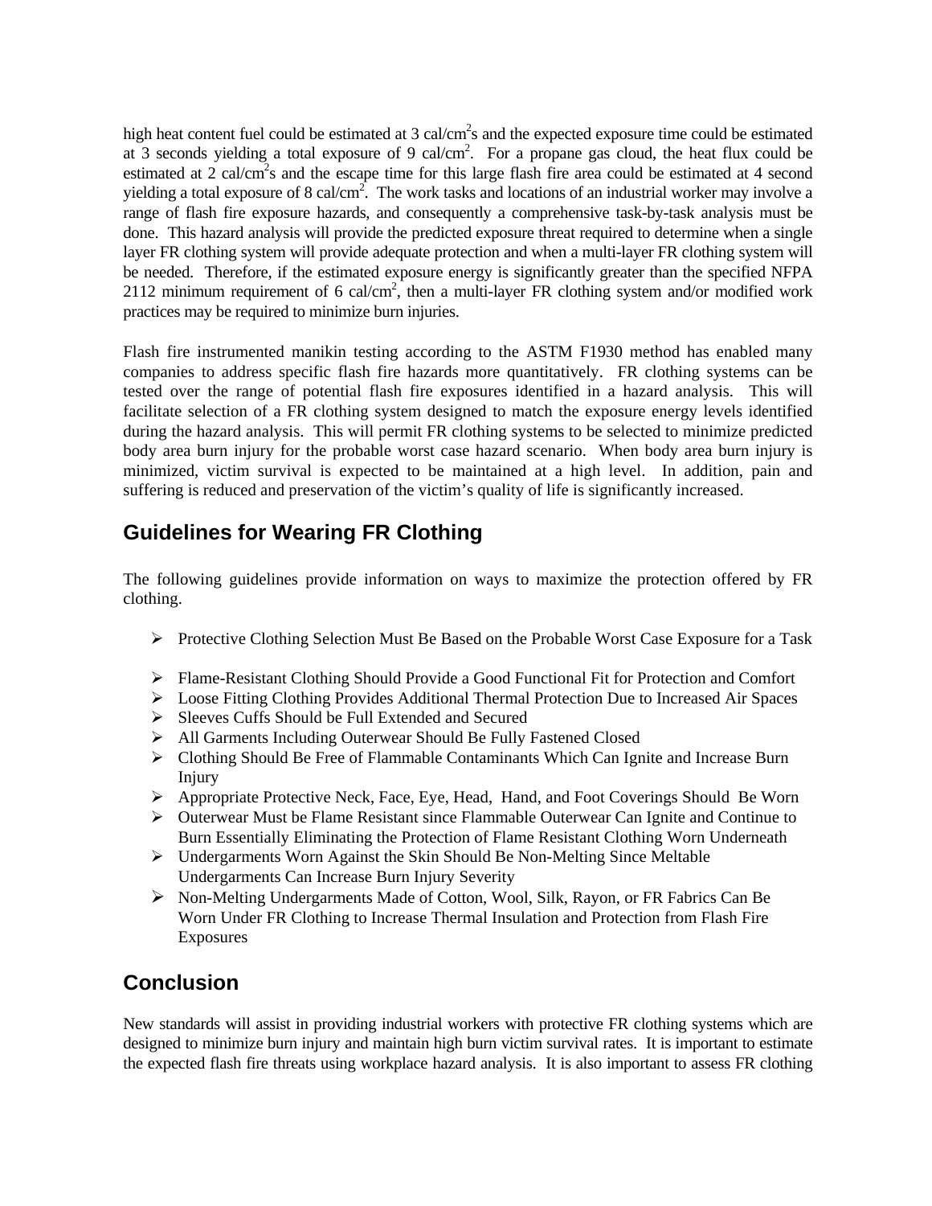high heat content fuel could be estimated at 3 cal/cm$^2$s and the expected exposure time could be estimated at 3 seconds yielding a total exposure of 9 cal/cm$^2$. For a propane gas cloud, the heat flux could be estimated at 2 cal/cm$^2$s and the escape time for this large flash fire area could be estimated at 4 second yielding a total exposure of 8 cal/cm$^2$. The work tasks and locations of an industrial worker may involve a range of flash fire exposure hazards, and consequently a comprehensive task-by-task analysis must be done. This hazard analysis will provide the predicted exposure threat required to determine when a single layer FR clothing system will provide adequate protection and when a multi-layer FR clothing system will be needed. Therefore, if the estimated exposure energy is significantly greater than the specified NFPA 2112 minimum requirement of 6 cal/cm$^2$, then a multi-layer FR clothing system and/or modified work practices may be required to minimize burn injuries.

Flash fire instrumented manikin testing according to the ASTM F1930 method has enabled many companies to address specific flash fire hazards more quantitatively. FR clothing systems can be tested over the range of potential flash fire exposures identified in a hazard analysis. This will facilitate selection of a FR clothing system designed to match the exposure energy levels identified during the hazard analysis. This will permit FR clothing systems to be selected to minimize predicted body area burn injury for the probable worst case hazard scenario. When body area burn injury is minimized, victim survival is expected to be maintained at a high level. In addition, pain and suffering is reduced and preservation of the victim's quality of life is significantly increased.

## Guidelines for Wearing FR Clothing

The following guidelines provide information on ways to maximize the protection offered by FR clothing.

- Protective Clothing Selection Must Be Based on the Probable Worst Case Exposure for a Task
- Flame-Resistant Clothing Should Provide a Good Functional Fit for Protection and Comfort
- Loose Fitting Clothing Provides Additional Thermal Protection Due to Increased Air Spaces
- Sleeves Cuffs Should be Full Extended and Secured
- All Garments Including Outerwear Should Be Fully Fastened Closed
- Clothing Should Be Free of Flammable Contaminants Which Can Ignite and Increase Burn Injury
- Appropriate Protective Neck, Face, Eye, Head, Hand, and Foot Coverings Should Be Worn
- Outerwear Must be Flame Resistant since Flammable Outerwear Can Ignite and Continue to Burn Essentially Eliminating the Protection of Flame Resistant Clothing Worn Underneath
- Undergarments Worn Against the Skin Should Be Non-Melting Since Meltable Undergarments Can Increase Burn Injury Severity
- Non-Melting Undergarments Made of Cotton, Wool, Silk, Rayon, or FR Fabrics Can Be Worn Under FR Clothing to Increase Thermal Insulation and Protection from Flash Fire Exposures

## Conclusion

New standards will assist in providing industrial workers with protective FR clothing systems which are designed to minimize burn injury and maintain high burn victim survival rates. It is important to estimate the expected flash fire threats using workplace hazard analysis. It is also important to assess FR clothing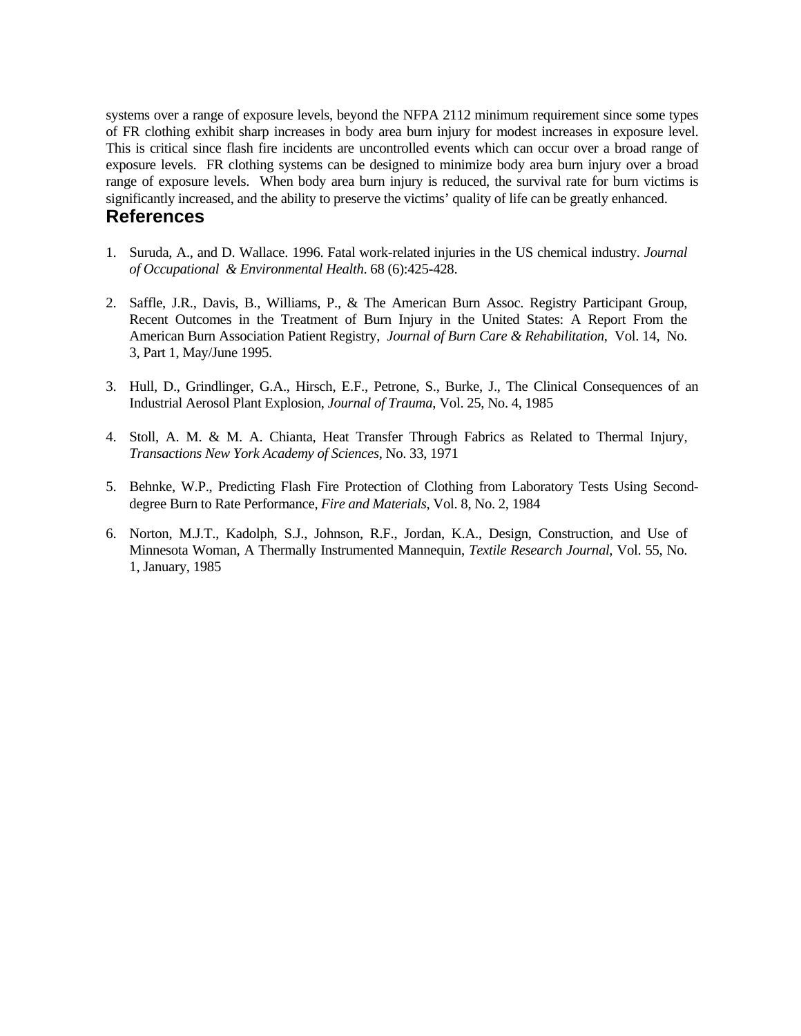systems over a range of exposure levels, beyond the NFPA 2112 minimum requirement since some types of FR clothing exhibit sharp increases in body area burn injury for modest increases in exposure level. This is critical since flash fire incidents are uncontrolled events which can occur over a broad range of exposure levels. FR clothing systems can be designed to minimize body area burn injury over a broad range of exposure levels. When body area burn injury is reduced, the survival rate for burn victims is significantly increased, and the ability to preserve the victims' quality of life can be greatly enhanced.

## References

1. Suruda, A., and D. Wallace. 1996. Fatal work-related injuries in the US chemical industry. *Journal of Occupational & Environmental Health*. 68 (6):425-428.

2. Saffle, J.R., Davis, B., Williams, P., & The American Burn Assoc. Registry Participant Group, Recent Outcomes in the Treatment of Burn Injury in the United States: A Report From the American Burn Association Patient Registry, *Journal of Burn Care & Rehabilitation*, Vol. 14, No. 3, Part 1, May/June 1995.

3. Hull, D., Grindlinger, G.A., Hirsch, E.F., Petrone, S., Burke, J., The Clinical Consequences of an Industrial Aerosol Plant Explosion, *Journal of Trauma*, Vol. 25, No. 4, 1985

4. Stoll, A. M. & M. A. Chianta, Heat Transfer Through Fabrics as Related to Thermal Injury, *Transactions New York Academy of Sciences*, No. 33, 1971

5. Behnke, W.P., Predicting Flash Fire Protection of Clothing from Laboratory Tests Using Second-degree Burn to Rate Performance, *Fire and Materials*, Vol. 8, No. 2, 1984

6. Norton, M.J.T., Kadolph, S.J., Johnson, R.F., Jordan, K.A., Design, Construction, and Use of Minnesota Woman, A Thermally Instrumented Mannequin, *Textile Research Journal*, Vol. 55, No. 1, January, 1985